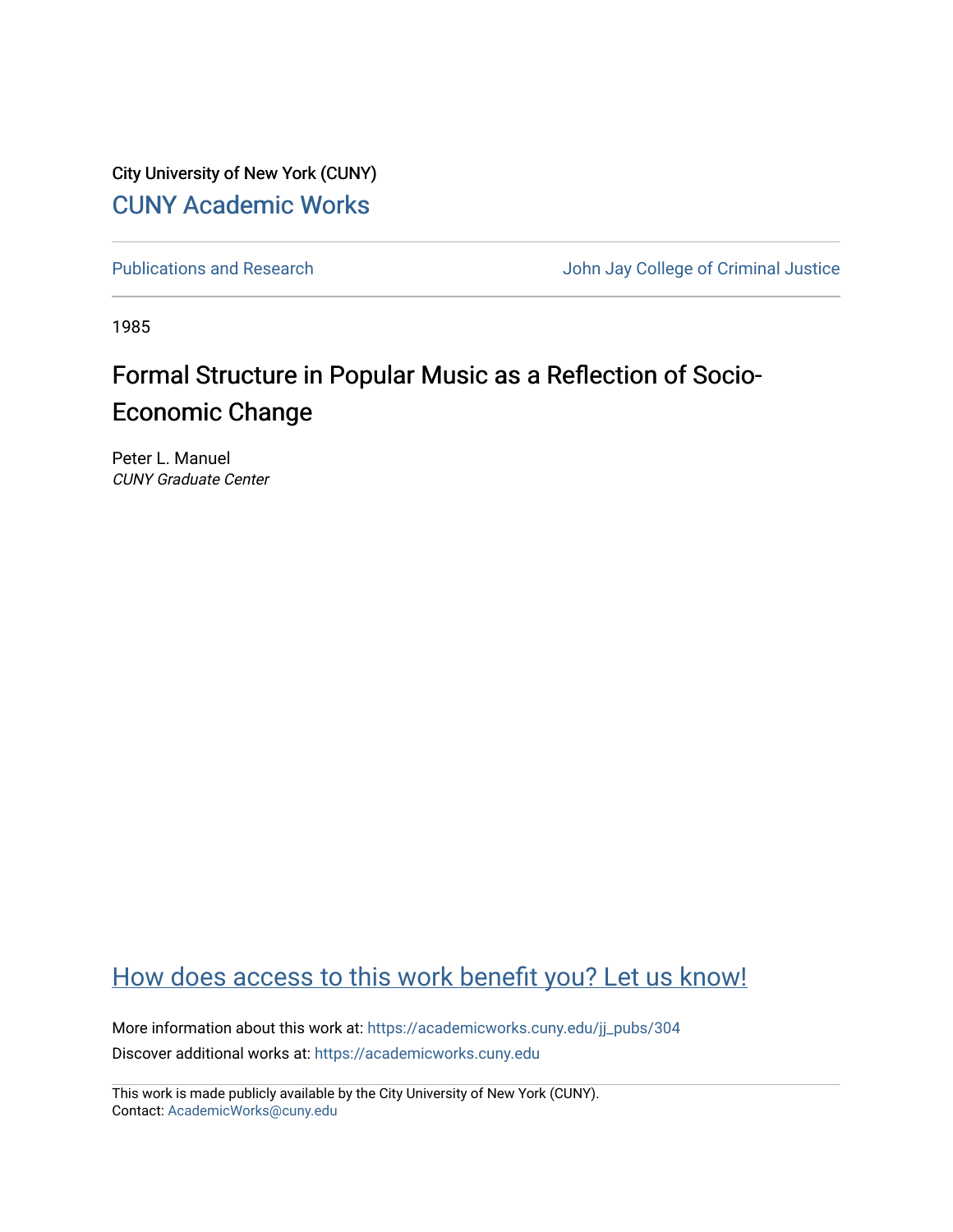City University of New York (CUNY)

[CUNY Academic Works](https://academicworks.cuny.edu)

Publications and Research | John Jay College of Criminal Justice

1985

# Formal Structure in Popular Music as a Reflection of Socio-Economic Change

Peter L. Manuel
*CUNY Graduate Center*

[How does access to this work benefit you? Let us know!](https://academicworks.cuny.edu)

More information about this work at: https://academicworks.cuny.edu/jj_pubs/304

Discover additional works at: https://academicworks.cuny.edu

This work is made publicly available by the City University of New York (CUNY).
Contact: AcademicWorks@cuny.edu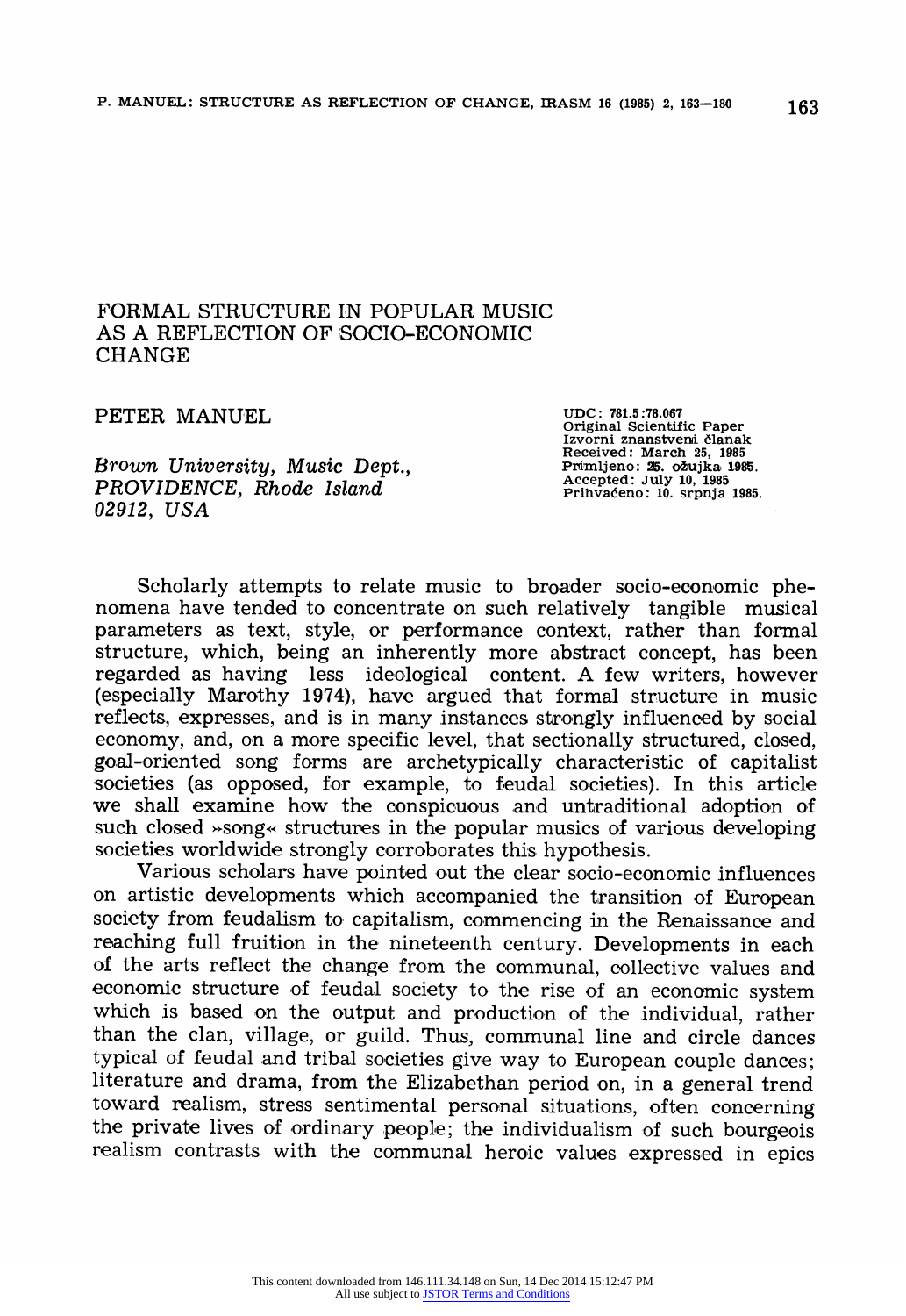# FORMAL STRUCTURE IN POPULAR MUSIC AS A REFLECTION OF SOCIO-ECONOMIC CHANGE

PETER MANUEL

*Brown University, Music Dept., PROVIDENCE, Rhode Island 02912, USA*

UDC: 781.5:78.067
Original Scientific Paper
Izvorni znanstveni članak
Received: March 25, 1985
Primljeno: 25. ožujka 1985.
Accepted: July 10, 1985
Prihvaćeno: 10. srpnja 1985.

Scholarly attempts to relate music to broader socio-economic phenomena have tended to concentrate on such relatively tangible musical parameters as text, style, or performance context, rather than formal structure, which, being an inherently more abstract concept, has been regarded as having less ideological content. A few writers, however (especially Marothy 1974), have argued that formal structure in music reflects, expresses, and is in many instances strongly influenced by social economy, and, on a more specific level, that sectionally structured, closed, goal-oriented song forms are archetypically characteristic of capitalist societies (as opposed, for example, to feudal societies). In this article we shall examine how the conspicuous and untraditional adoption of such closed »song« structures in the popular musics of various developing societies worldwide strongly corroborates this hypothesis.

Various scholars have pointed out the clear socio-economic influences on artistic developments which accompanied the transition of European society from feudalism to capitalism, commencing in the Renaissance and reaching full fruition in the nineteenth century. Developments in each of the arts reflect the change from the communal, collective values and economic structure of feudal society to the rise of an economic system which is based on the output and production of the individual, rather than the clan, village, or guild. Thus, communal line and circle dances typical of feudal and tribal societies give way to European couple dances; literature and drama, from the Elizabethan period on, in a general trend toward realism, stress sentimental personal situations, often concerning the private lives of ordinary people; the individualism of such bourgeois realism contrasts with the communal heroic values expressed in epics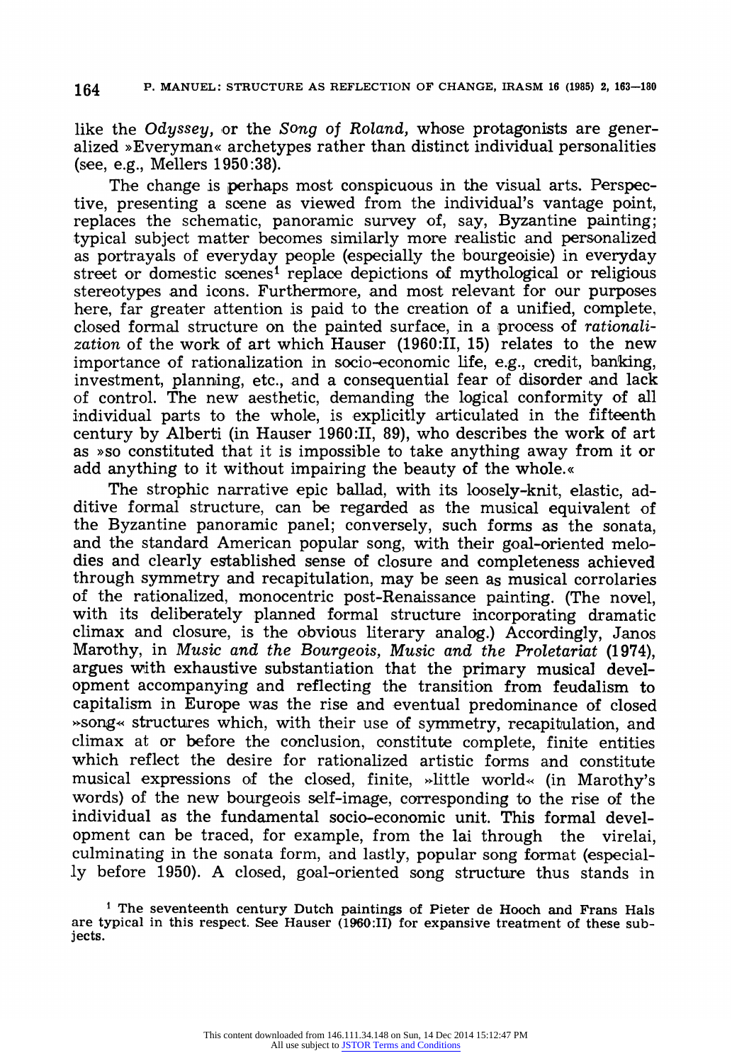like the *Odyssey,* or the *Song of Roland,* whose protagonists are generalized »Everyman« archetypes rather than distinct individual personalities (see, e.g., Mellers 1950:38).

The change is perhaps most conspicuous in the visual arts. Perspective, presenting a scene as viewed from the individual's vantage point, replaces the schematic, panoramic survey of, say, Byzantine painting; typical subject matter becomes similarly more realistic and personalized as portrayals of everyday people (especially the bourgeoisie) in everyday street or domestic scenes[1] replace depictions of mythological or religious stereotypes and icons. Furthermore, and most relevant for our purposes here, far greater attention is paid to the creation of a unified, complete, closed formal structure on the painted surface, in a process of *rationalization* of the work of art which Hauser (1960:II, 15) relates to the new importance of rationalization in socio-economic life, e.g., credit, banking, investment, planning, etc., and a consequential fear of disorder and lack of control. The new aesthetic, demanding the logical conformity of all individual parts to the whole, is explicitly articulated in the fifteenth century by Alberti (in Hauser 1960:II, 89), who describes the work of art as »so constituted that it is impossible to take anything away from it or add anything to it without impairing the beauty of the whole.«

The strophic narrative epic ballad, with its loosely-knit, elastic, additive formal structure, can be regarded as the musical equivalent of the Byzantine panoramic panel; conversely, such forms as the sonata, and the standard American popular song, with their goal-oriented melodies and clearly established sense of closure and completeness achieved through symmetry and recapitulation, may be seen as musical corrolaries of the rationalized, monocentric post-Renaissance painting. (The novel, with its deliberately planned formal structure incorporating dramatic climax and closure, is the obvious literary analog.) Accordingly, Janos Marothy, in *Music and the Bourgeois, Music and the Proletariat* (1974), argues with exhaustive substantiation that the primary musical development accompanying and reflecting the transition from feudalism to capitalism in Europe was the rise and eventual predominance of closed »song« structures which, with their use of symmetry, recapitulation, and climax at or before the conclusion, constitute complete, finite entities which reflect the desire for rationalized artistic forms and constitute musical expressions of the closed, finite, »little world« (in Marothy's words) of the new bourgeois self-image, corresponding to the rise of the individual as the fundamental socio-economic unit. This formal development can be traced, for example, from the lai through the virelai, culminating in the sonata form, and lastly, popular song format (especially before 1950). A closed, goal-oriented song structure thus stands in

[1] The seventeenth century Dutch paintings of Pieter de Hooch and Frans Hals are typical in this respect. See Hauser (1960:II) for expansive treatment of these subjects.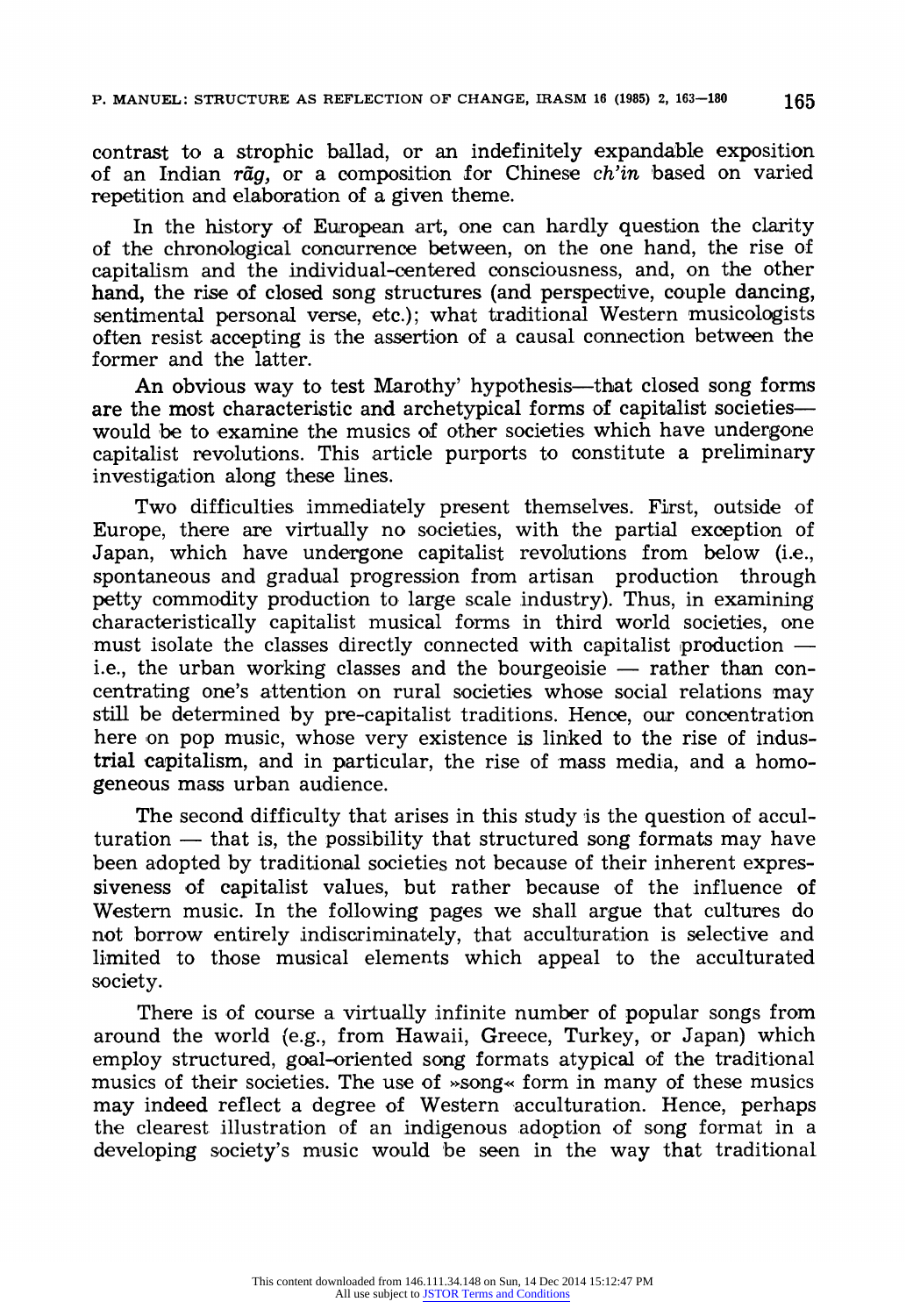contrast to a strophic ballad, or an indefinitely expandable exposition of an Indian *rãg*, or a composition for Chinese *ch'in* based on varied repetition and elaboration of a given theme.

In the history of European art, one can hardly question the clarity of the chronological concurrence between, on the one hand, the rise of capitalism and the individual-centered consciousness, and, on the other hand, the rise of closed song structures (and perspective, couple dancing, sentimental personal verse, etc.); what traditional Western musicologists often resist accepting is the assertion of a causal connection between the former and the latter.

An obvious way to test Marothy' hypothesis—that closed song forms are the most characteristic and archetypical forms of capitalist societies—would be to examine the musics of other societies which have undergone capitalist revolutions. This article purports to constitute a preliminary investigation along these lines.

Two difficulties immediately present themselves. First, outside of Europe, there are virtually no societies, with the partial exception of Japan, which have undergone capitalist revolutions from below (i.e., spontaneous and gradual progression from artisan production through petty commodity production to large scale industry). Thus, in examining characteristically capitalist musical forms in third world societies, one must isolate the classes directly connected with capitalist production — i.e., the urban working classes and the bourgeoisie — rather than concentrating one's attention on rural societies whose social relations may still be determined by pre-capitalist traditions. Hence, our concentration here on pop music, whose very existence is linked to the rise of industrial capitalism, and in particular, the rise of mass media, and a homogeneous mass urban audience.

The second difficulty that arises in this study is the question of acculturation — that is, the possibility that structured song formats may have been adopted by traditional societies not because of their inherent expressiveness of capitalist values, but rather because of the influence of Western music. In the following pages we shall argue that cultures do not borrow entirely indiscriminately, that acculturation is selective and limited to those musical elements which appeal to the acculturated society.

There is of course a virtually infinite number of popular songs from around the world (e.g., from Hawaii, Greece, Turkey, or Japan) which employ structured, goal-oriented song formats atypical of the traditional musics of their societies. The use of »song« form in many of these musics may indeed reflect a degree of Western acculturation. Hence, perhaps the clearest illustration of an indigenous adoption of song format in a developing society's music would be seen in the way that traditional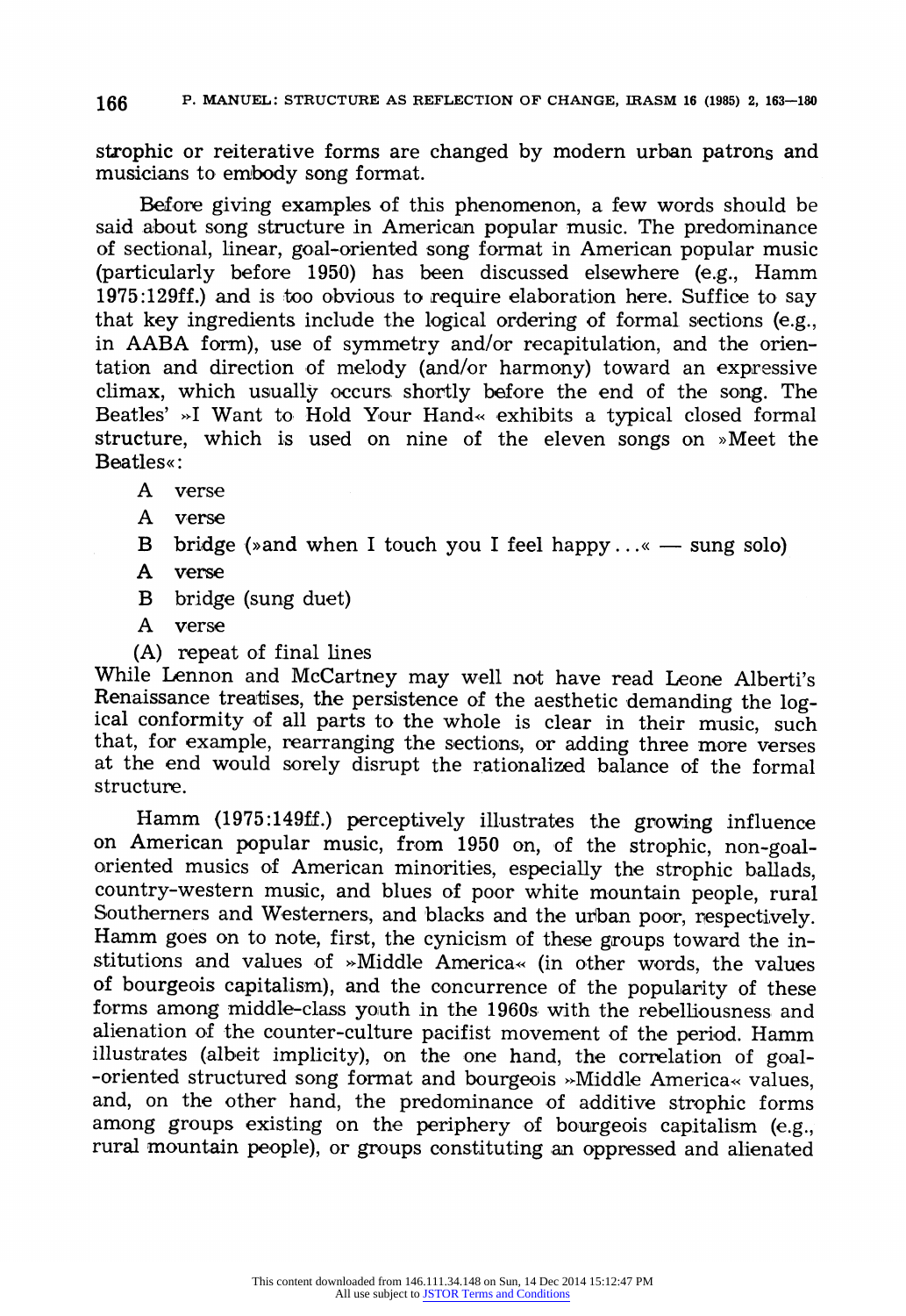strophic or reiterative forms are changed by modern urban patrons and musicians to embody song format.

Before giving examples of this phenomenon, a few words should be said about song structure in American popular music. The predominance of sectional, linear, goal-oriented song format in American popular music (particularly before 1950) has been discussed elsewhere (e.g., Hamm 1975:129ff.) and is too obvious to require elaboration here. Suffice to say that key ingredients include the logical ordering of formal sections (e.g., in AABA form), use of symmetry and/or recapitulation, and the orientation and direction of melody (and/or harmony) toward an expressive climax, which usually occurs shortly before the end of the song. The Beatles' »I Want to Hold Your Hand« exhibits a typical closed formal structure, which is used on nine of the eleven songs on »Meet the Beatles«:

A verse
A verse
B bridge (»and when I touch you I feel happy...« — sung solo)
A verse
B bridge (sung duet)
A verse
(A) repeat of final lines

While Lennon and McCartney may well not have read Leone Alberti's Renaissance treatises, the persistence of the aesthetic demanding the logical conformity of all parts to the whole is clear in their music, such that, for example, rearranging the sections, or adding three more verses at the end would sorely disrupt the rationalized balance of the formal structure.

Hamm (1975:149ff.) perceptively illustrates the growing influence on American popular music, from 1950 on, of the strophic, non-goal-oriented musics of American minorities, especially the strophic ballads, country-western music, and blues of poor white mountain people, rural Southerners and Westerners, and blacks and the urban poor, respectively. Hamm goes on to note, first, the cynicism of these groups toward the institutions and values of »Middle America« (in other words, the values of bourgeois capitalism), and the concurrence of the popularity of these forms among middle-class youth in the 1960s with the rebelliousness and alienation of the counter-culture pacifist movement of the period. Hamm illustrates (albeit implicity), on the one hand, the correlation of goal--oriented structured song format and bourgeois »Middle America« values, and, on the other hand, the predominance of additive strophic forms among groups existing on the periphery of bourgeois capitalism (e.g., rural mountain people), or groups constituting an oppressed and alienated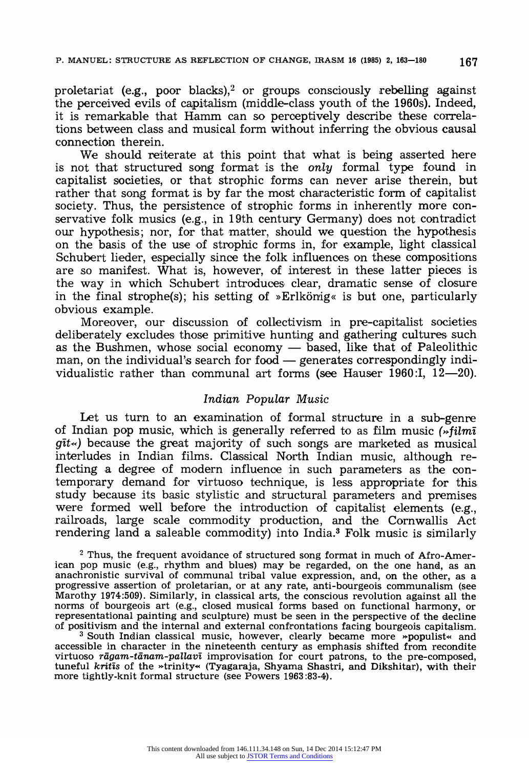proletariat (e.g., poor blacks),[2] or groups consciously rebelling against the perceived evils of capitalism (middle-class youth of the 1960s). Indeed, it is remarkable that Hamm can so perceptively describe these correlations between class and musical form without inferring the obvious causal connection therein.

We should reiterate at this point that what is being asserted here is not that structured song format is the *only* formal type found in capitalist societies, or that strophic forms can never arise therein, but rather that song format is by far the most characteristic form of capitalist society. Thus, the persistence of strophic forms in inherently more conservative folk musics (e.g., in 19th century Germany) does not contradict our hypothesis; nor, for that matter, should we question the hypothesis on the basis of the use of strophic forms in, for example, light classical Schubert lieder, especially since the folk influences on these compositions are so manifest. What is, however, of interest in these latter pieces is the way in which Schubert introduces clear, dramatic sense of closure in the final strophe(s); his setting of »Erlkönig« is but one, particularly obvious example.

Moreover, our discussion of collectivism in pre-capitalist societies deliberately excludes those primitive hunting and gathering cultures such as the Bushmen, whose social economy — based, like that of Paleolithic man, on the individual's search for food — generates correspondingly individualistic rather than communal art forms (see Hauser 1960:I, 12—20).

### *Indian Popular Music*

Let us turn to an examination of formal structure in a sub-genre of Indian pop music, which is generally referred to as film music (*»filmī gīt«*) because the great majority of such songs are marketed as musical interludes in Indian films. Classical North Indian music, although reflecting a degree of modern influence in such parameters as the contemporary demand for virtuoso technique, is less appropriate for this study because its basic stylistic and structural parameters and premises were formed well before the introduction of capitalist elements (e.g., railroads, large scale commodity production, and the Cornwallis Act rendering land a saleable commodity) into India.[3] Folk music is similarly

[2] Thus, the frequent avoidance of structured song format in much of Afro-American pop music (e.g., rhythm and blues) may be regarded, on the one hand, as an anachronistic survival of communal tribal value expression, and, on the other, as a progressive assertion of proletarian, or at any rate, anti-bourgeois communalism (see Marothy 1974:509). Similarly, in classical arts, the conscious revolution against all the norms of bourgeois art (e.g., closed musical forms based on functional harmony, or representational painting and sculpture) must be seen in the perspective of the decline of positivism and the internal and external confrontations facing bourgeois capitalism.

[3] South Indian classical music, however, clearly became more »populist« and accessible in character in the nineteenth century as emphasis shifted from recondite virtuoso *rāgam-tānam-pallavī* improvisation for court patrons, to the pre-composed, tuneful *kritīs* of the »trinity« (Tyagaraja, Shyama Shastri, and Dikshitar), with their more tightly-knit formal structure (see Powers 1963:83-4).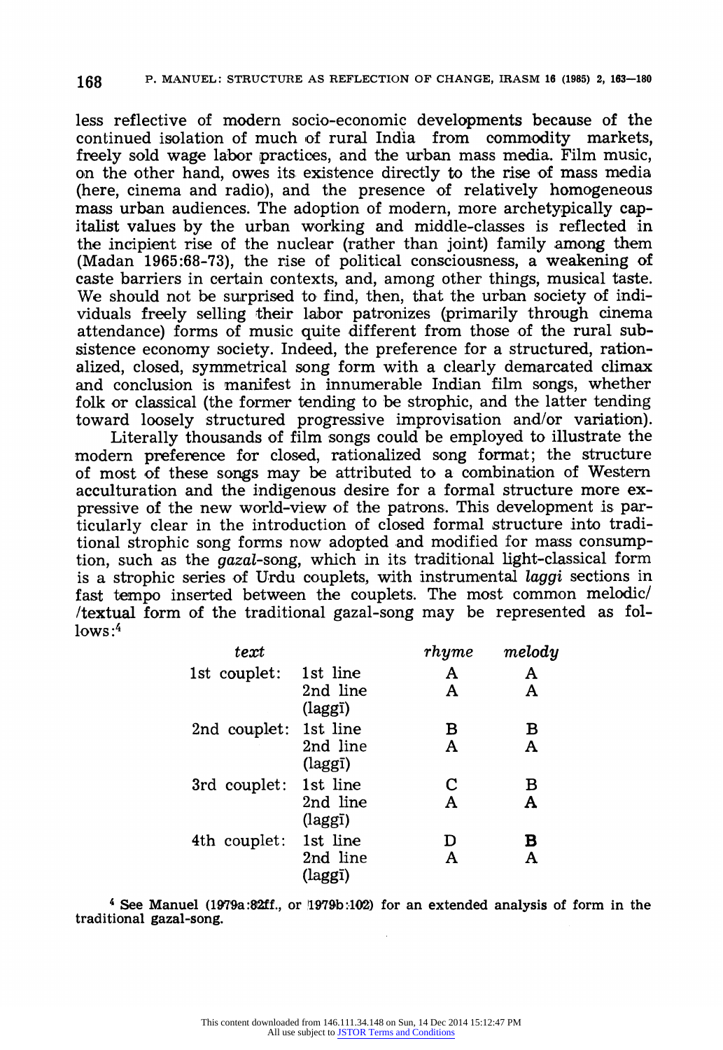less reflective of modern socio-economic developments because of the continued isolation of much of rural India from commodity markets, freely sold wage labor practices, and the urban mass media. Film music, on the other hand, owes its existence directly to the rise of mass media (here, cinema and radio), and the presence of relatively homogeneous mass urban audiences. The adoption of modern, more archetypically capitalist values by the urban working and middle-classes is reflected in the incipient rise of the nuclear (rather than joint) family among them (Madan 1965:68-73), the rise of political consciousness, a weakening of caste barriers in certain contexts, and, among other things, musical taste. We should not be surprised to find, then, that the urban society of individuals freely selling their labor patronizes (primarily through cinema attendance) forms of music quite different from those of the rural subsistence economy society. Indeed, the preference for a structured, rationalized, closed, symmetrical song form with a clearly demarcated climax and conclusion is manifest in innumerable Indian film songs, whether folk or classical (the former tending to be strophic, and the latter tending toward loosely structured progressive improvisation and/or variation).

Literally thousands of film songs could be employed to illustrate the modern preference for closed, rationalized song format; the structure of most of these songs may be attributed to a combination of Western acculturation and the indigenous desire for a formal structure more expressive of the new world-view of the patrons. This development is particularly clear in the introduction of closed formal structure into traditional strophic song forms now adopted and modified for mass consumption, such as the *gazal*-song, which in its traditional light-classical form is a strophic series of Urdu couplets, with instrumental *laggi* sections in fast tempo inserted between the couplets. The most common melodic/textual form of the traditional gazal-song may be represented as follows:[4]

| *text* | | *rhyme* | *melody* |
|---|---|---|---|
| 1st couplet: | 1st line | A | A |
| | 2nd line | A | A |
| | (laggī) | | |
| 2nd couplet: | 1st line | B | B |
| | 2nd line | A | A |
| | (laggī) | | |
| 3rd couplet: | 1st line | C | B |
| | 2nd line | A | A |
| | (laggī) | | |
| 4th couplet: | 1st line | D | B |
| | 2nd line | A | A |
| | (laggī) | | |

[4] See Manuel (1979a:82ff., or 1979b:102) for an extended analysis of form in the traditional gazal-song.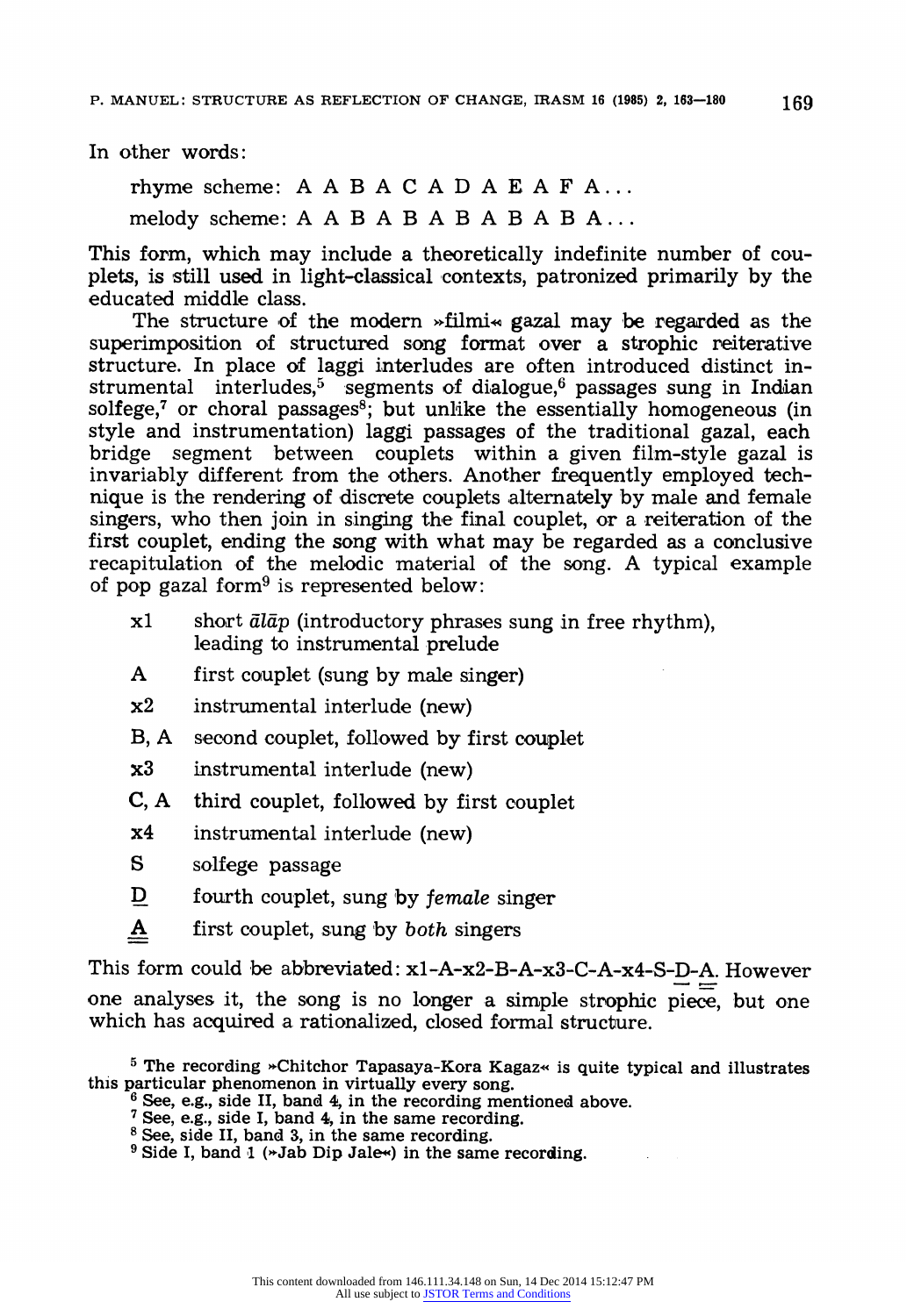In other words:

rhyme scheme: A A B A C A D A E A F A . . .

melody scheme: A A B A B A B A B A B A . . .

This form, which may include a theoretically indefinite number of couplets, is still used in light-classical contexts, patronized primarily by the educated middle class.

The structure of the modern »filmi« gazal may be regarded as the superimposition of structured song format over a strophic reiterative structure. In place of laggi interludes are often introduced distinct instrumental interludes,[5] segments of dialogue,[6] passages sung in Indian solfege,[7] or choral passages[8]; but unlike the essentially homogeneous (in style and instrumentation) laggi passages of the traditional gazal, each bridge segment between couplets within a given film-style gazal is invariably different from the others. Another frequently employed technique is the rendering of discrete couplets alternately by male and female singers, who then join in singing the final couplet, or a reiteration of the first couplet, ending the song with what may be regarded as a conclusive recapitulation of the melodic material of the song. A typical example of pop gazal form[9] is represented below:

| | |
|---|---|
| x1 | short *ālāp* (introductory phrases sung in free rhythm), leading to instrumental prelude |
| A | first couplet (sung by male singer) |
| x2 | instrumental interlude (new) |
| B, A | second couplet, followed by first couplet |
| x3 | instrumental interlude (new) |
| C, A | third couplet, followed by first couplet |
| x4 | instrumental interlude (new) |
| S | solfege passage |
| $\underline{D}$ | fourth couplet, sung by *female* singer |
| $\underline{\underline{A}}$ | first couplet, sung by *both* singers |

This form could be abbreviated: x1-A-x2-B-A-x3-C-A-x4-S-$\underline{D}$-$\underline{\underline{A}}$. However one analyses it, the song is no longer a simple strophic piece, but one which has acquired a rationalized, closed formal structure.

[5] The recording »Chitchor Tapasaya-Kora Kagaz« is quite typical and illustrates this particular phenomenon in virtually every song.

[6] See, e.g., side II, band 4, in the recording mentioned above.

[7] See, e.g., side I, band 4, in the same recording.

[8] See, side II, band 3, in the same recording.

[9] Side I, band 1 (»Jab Dip Jale«) in the same recording.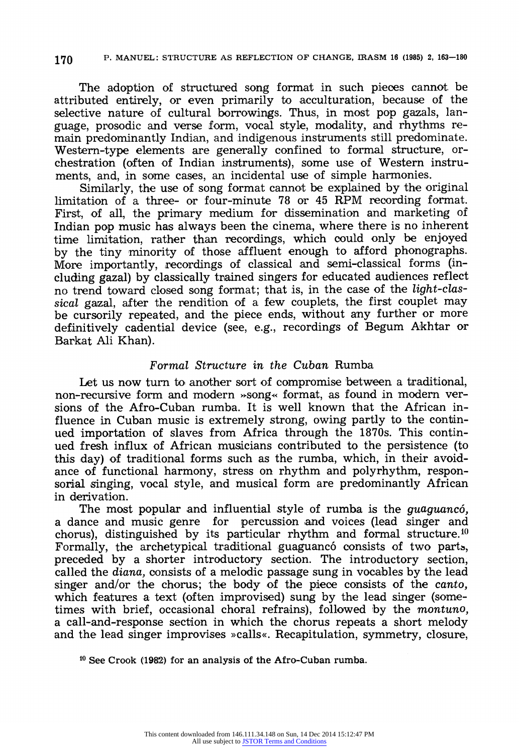The adoption of structured song format in such pieces cannot be attributed entirely, or even primarily to acculturation, because of the selective nature of cultural borrowings. Thus, in most pop gazals, language, prosodic and verse form, vocal style, modality, and rhythms remain predominantly Indian, and indigenous instruments still predominate. Western-type elements are generally confined to formal structure, orchestration (often of Indian instruments), some use of Western instruments, and, in some cases, an incidental use of simple harmonies.

Similarly, the use of song format cannot be explained by the original limitation of a three- or four-minute 78 or 45 RPM recording format. First, of all, the primary medium for dissemination and marketing of Indian pop music has always been the cinema, where there is no inherent time limitation, rather than recordings, which could only be enjoyed by the tiny minority of those affluent enough to afford phonographs. More importantly, recordings of classical and semi-classical forms (including gazal) by classically trained singers for educated audiences reflect no trend toward closed song format; that is, in the case of the *light-classical* gazal, after the rendition of a few couplets, the first couplet may be cursorily repeated, and the piece ends, without any further or more definitively cadential device (see, e.g., recordings of Begum Akhtar or Barkat Ali Khan).

### *Formal Structure in the Cuban* Rumba

Let us now turn to another sort of compromise between a traditional, non-recursive form and modern »song« format, as found in modern versions of the Afro-Cuban rumba. It is well known that the African influence in Cuban music is extremely strong, owing partly to the continued importation of slaves from Africa through the 1870s. This continued fresh influx of African musicians contributed to the persistence (to this day) of traditional forms such as the rumba, which, in their avoidance of functional harmony, stress on rhythm and polyrhythm, responsorial singing, vocal style, and musical form are predominantly African in derivation.

The most popular and influential style of rumba is the *guaguancó*, a dance and music genre for percussion and voices (lead singer and chorus), distinguished by its particular rhythm and formal structure.[10] Formally, the archetypical traditional guaguancó consists of two parts, preceded by a shorter introductory section. The introductory section, called the *diana*, consists of a melodic passage sung in vocables by the lead singer and/or the chorus; the body of the piece consists of the *canto*, which features a text (often improvised) sung by the lead singer (sometimes with brief, occasional choral refrains), followed by the *montuno*, a call-and-response section in which the chorus repeats a short melody and the lead singer improvises »calls«. Recapitulation, symmetry, closure,

[10] See Crook (1982) for an analysis of the Afro-Cuban rumba.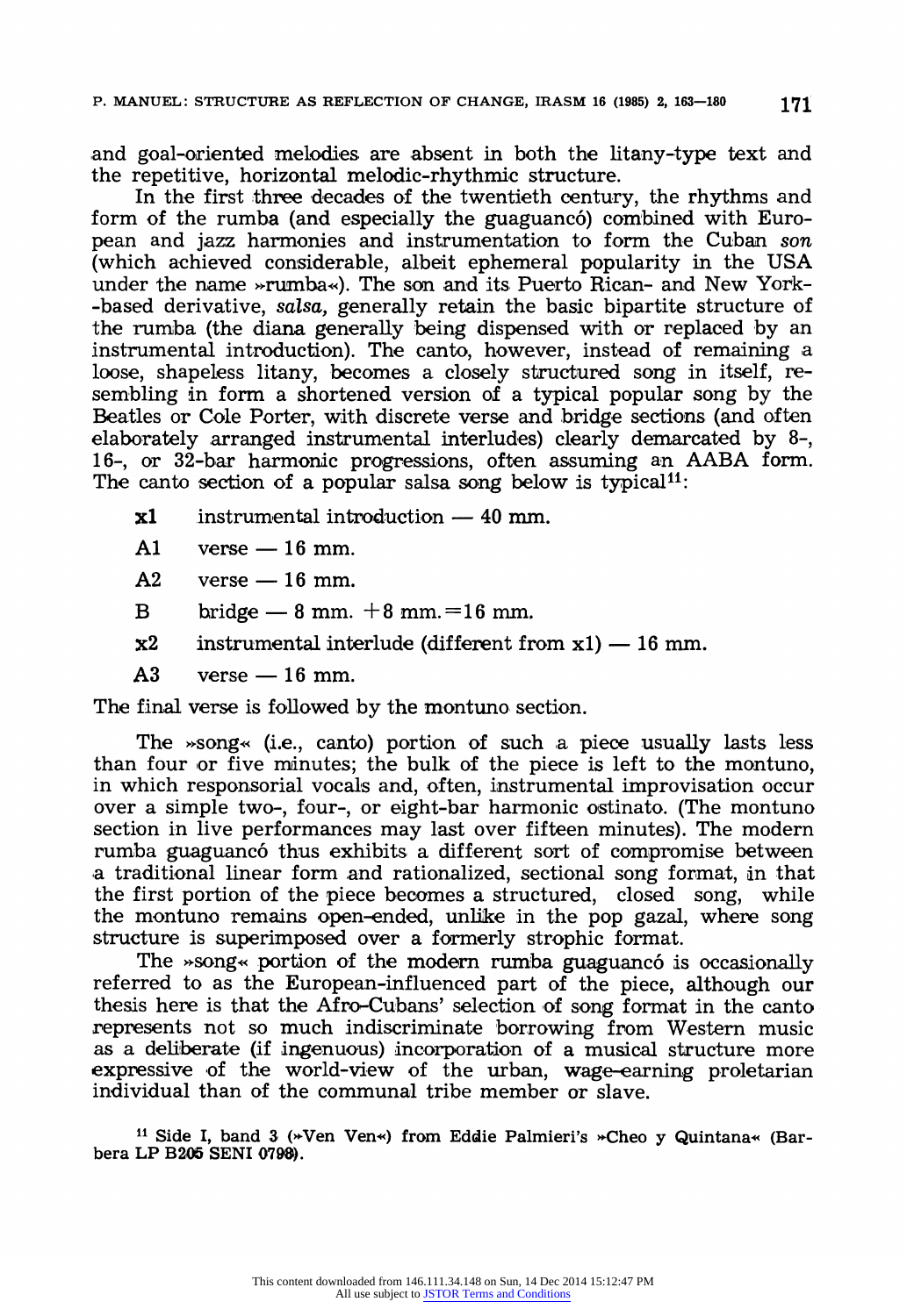and goal-oriented melodies are absent in both the litany-type text and the repetitive, horizontal melodic-rhythmic structure.

In the first three decades of the twentieth century, the rhythms and form of the rumba (and especially the guaguancó) combined with European and jazz harmonies and instrumentation to form the Cuban *son* (which achieved considerable, albeit ephemeral popularity in the USA under the name »rumba«). The son and its Puerto Rican- and New York--based derivative, *salsa,* generally retain the basic bipartite structure of the rumba (the diana generally being dispensed with or replaced by an instrumental introduction). The canto, however, instead of remaining a loose, shapeless litany, becomes a closely structured song in itself, resembling in form a shortened version of a typical popular song by the Beatles or Cole Porter, with discrete verse and bridge sections (and often elaborately arranged instrumental interludes) clearly demarcated by 8-, 16-, or 32-bar harmonic progressions, often assuming an AABA form. The canto section of a popular salsa song below is typical[11]:

**x1** instrumental introduction — 40 mm.

A1 verse — 16 mm.

A2 verse — 16 mm.

B bridge — 8 mm. +8 mm.=16 mm.

**x2** instrumental interlude (different from x1) — 16 mm.

A3 verse — 16 mm.

The final verse is followed by the montuno section.

The »song« (i.e., canto) portion of such a piece usually lasts less than four or five minutes; the bulk of the piece is left to the montuno, in which responsorial vocals and, often, instrumental improvisation occur over a simple two-, four-, or eight-bar harmonic ostinato. (The montuno section in live performances may last over fifteen minutes). The modern rumba guaguancó thus exhibits a different sort of compromise between a traditional linear form and rationalized, sectional song format, in that the first portion of the piece becomes a structured, closed song, while the montuno remains open-ended, unlike in the pop gazal, where song structure is superimposed over a formerly strophic format.

The »song« portion of the modern rumba guaguancó is occasionally referred to as the European-influenced part of the piece, although our thesis here is that the Afro-Cubans' selection of song format in the canto represents not so much indiscriminate borrowing from Western music as a deliberate (if ingenuous) incorporation of a musical structure more expressive of the world-view of the urban, wage-earning proletarian individual than of the communal tribe member or slave.

[11] Side I, band 3 (»Ven Ven«) from Eddie Palmieri's »Cheo y Quintana« (Barbera LP B205 SENI 0798).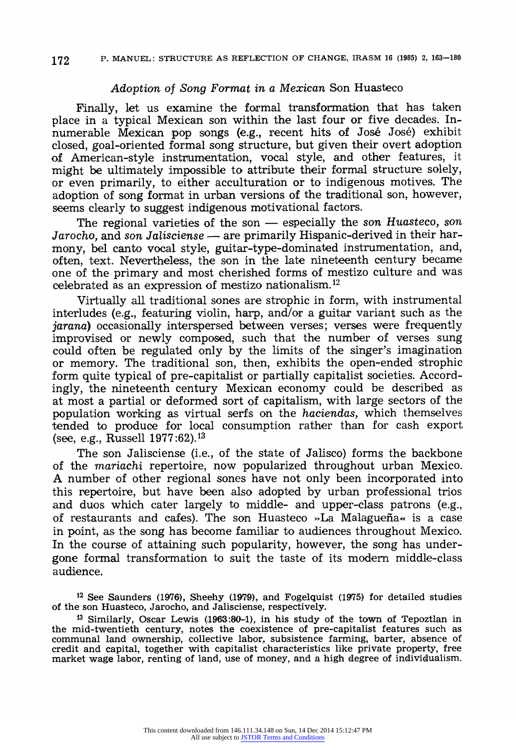### *Adoption of Song Format in a Mexican* Son Huasteco

Finally, let us examine the formal transformation that has taken place in a typical Mexican son within the last four or five decades. Innumerable Mexican pop songs (e.g., recent hits of José José) exhibit closed, goal-oriented formal song structure, but given their overt adoption of American-style instrumentation, vocal style, and other features, it might be ultimately impossible to attribute their formal structure solely, or even primarily, to either acculturation or to indigenous motives. The adoption of song format in urban versions of the traditional son, however, seems clearly to suggest indigenous motivational factors.

The regional varieties of the son — especially the *son Huasteco, son Jarocho,* and *son Jalisciense* — are primarily Hispanic-derived in their harmony, bel canto vocal style, guitar-type-dominated instrumentation, and, often, text. Nevertheless, the son in the late nineteenth century became one of the primary and most cherished forms of mestizo culture and was celebrated as an expression of mestizo nationalism.[12]

Virtually all traditional sones are strophic in form, with instrumental interludes (e.g., featuring violin, harp, and/or a guitar variant such as the *jarana*) occasionally interspersed between verses; verses were frequently improvised or newly composed, such that the number of verses sung could often be regulated only by the limits of the singer's imagination or memory. The traditional son, then, exhibits the open-ended strophic form quite typical of pre-capitalist or partially capitalist societies. Accordingly, the nineteenth century Mexican economy could be described as at most a partial or deformed sort of capitalism, with large sectors of the population working as virtual serfs on the *haciendas,* which themselves tended to produce for local consumption rather than for cash export (see, e.g., Russell 1977:62).[13]

The son Jalisciense (i.e., of the state of Jalisco) forms the backbone of the *mariachi* repertoire, now popularized throughout urban Mexico. A number of other regional sones have not only been incorporated into this repertoire, but have been also adopted by urban professional trios and duos which cater largely to middle- and upper-class patrons (e.g., of restaurants and cafes). The son Huasteco »La Malagueña« is a case in point, as the song has become familiar to audiences throughout Mexico. In the course of attaining such popularity, however, the song has undergone formal transformation to suit the taste of its modern middle-class audience.

[12] See Saunders (1976), Sheehy (1979), and Fogelquist (1975) for detailed studies of the son Huasteco, Jarocho, and Jalisciense, respectively.

[13] Similarly, Oscar Lewis (1963:80-1), in his study of the town of Tepoztlan in the mid-twentieth century, notes the coexistence of pre-capitalist features such as communal land ownership, collective labor, subsistence farming, barter, absence of credit and capital, together with capitalist characteristics like private property, free market wage labor, renting of land, use of money, and a high degree of individualism.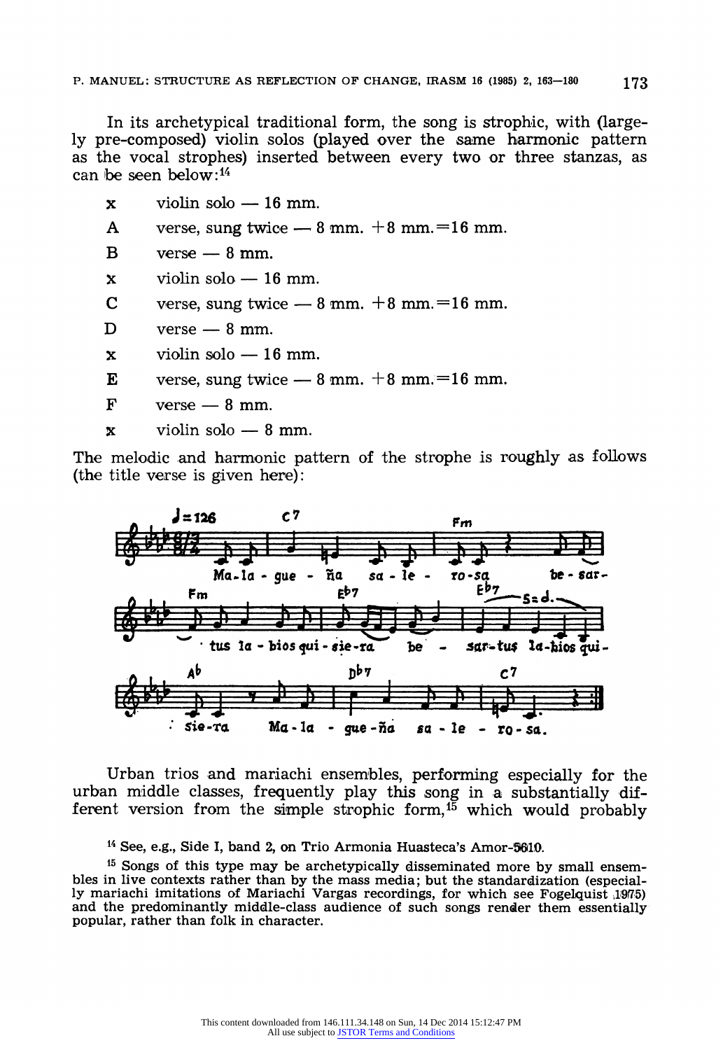In its archetypical traditional form, the song is strophic, with (largely pre-composed) violin solos (played over the same harmonic pattern as the vocal strophes) inserted between every two or three stanzas, as can be seen below:[14]

| | |
|---|---|
| x | violin solo — 16 mm. |
| A | verse, sung twice — 8 mm. +8 mm. =16 mm. |
| B | verse — 8 mm. |
| x | violin solo — 16 mm. |
| C | verse, sung twice — 8 mm. +8 mm. =16 mm. |
| D | verse — 8 mm. |
| x | violin solo — 16 mm. |
| E | verse, sung twice — 8 mm. +8 mm. =16 mm. |
| F | verse — 8 mm. |
| x | violin solo — 8 mm. |

The melodic and harmonic pattern of the strophe is roughly as follows (the title verse is given here):

♩=126 C7 Fm

Ma-la - gue - ña sa - le - ro-sa be - sar-

Fm E♭7 E♭7

tus la - bios qui - sie-ra be - sar-tus la-bios qui-

A♭ D♭7 C7

sie-ra Ma - la - gue-ña sa - le - ro-sa.

Urban trios and mariachi ensembles, performing especially for the urban middle classes, frequently play this song in a substantially different version from the simple strophic form,[15] which would probably

[14] See, e.g., Side I, band 2, on Trio Armonia Huasteca's Amor-5610.

[15] Songs of this type may be archetypically disseminated more by small ensembles in live contexts rather than by the mass media; but the standardization (especially mariachi imitations of Mariachi Vargas recordings, for which see Fogelquist 1975) and the predominantly middle-class audience of such songs render them essentially popular, rather than folk in character.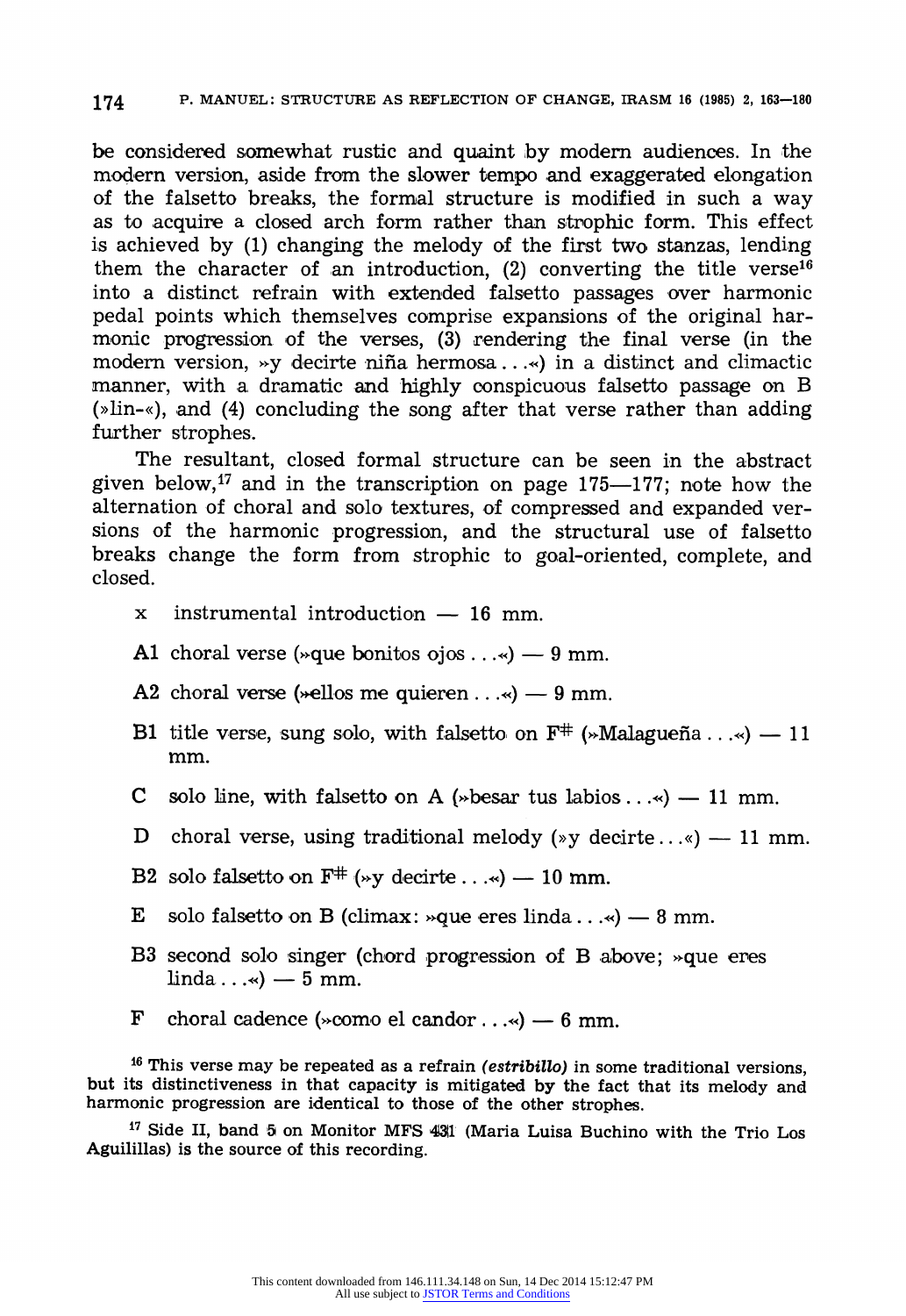be considered somewhat rustic and quaint by modern audiences. In the modern version, aside from the slower tempo and exaggerated elongation of the falsetto breaks, the formal structure is modified in such a way as to acquire a closed arch form rather than strophic form. This effect is achieved by (1) changing the melody of the first two stanzas, lending them the character of an introduction, (2) converting the title verse[16] into a distinct refrain with extended falsetto passages over harmonic pedal points which themselves comprise expansions of the original harmonic progression of the verses, (3) rendering the final verse (in the modern version, »y decirte niña hermosa . . .«) in a distinct and climactic manner, with a dramatic and highly conspicuous falsetto passage on B (»lin-«), and (4) concluding the song after that verse rather than adding further strophes.

The resultant, closed formal structure can be seen in the abstract given below,[17] and in the transcription on page 175—177; note how the alternation of choral and solo textures, of compressed and expanded versions of the harmonic progression, and the structural use of falsetto breaks change the form from strophic to goal-oriented, complete, and closed.

- x instrumental introduction — 16 mm.
- A1 choral verse (»que bonitos ojos . . .«) — 9 mm.
- A2 choral verse (»ellos me quieren . . .«) — 9 mm.
- B1 title verse, sung solo, with falsetto on F# (»Malagueña . . .«) — 11 mm.
- C solo line, with falsetto on A (»besar tus labios . . .«) — 11 mm.
- D choral verse, using traditional melody (»y decirte . . .«) — 11 mm.
- B2 solo falsetto on F# (»y decirte . . .«) — 10 mm.
- E solo falsetto on B (climax: »que eres linda . . .«) — 8 mm.
- B3 second solo singer (chord progression of B above; »que eres linda . . .«) — 5 mm.
- F choral cadence (»como el candor . . .«) — 6 mm.

[16] This verse may be repeated as a refrain *(estribillo)* in some traditional versions, but its distinctiveness in that capacity is mitigated by the fact that its melody and harmonic progression are identical to those of the other strophes.

[17] Side II, band 5 on Monitor MFS 431 (Maria Luisa Buchino with the Trio Los Aguilillas) is the source of this recording.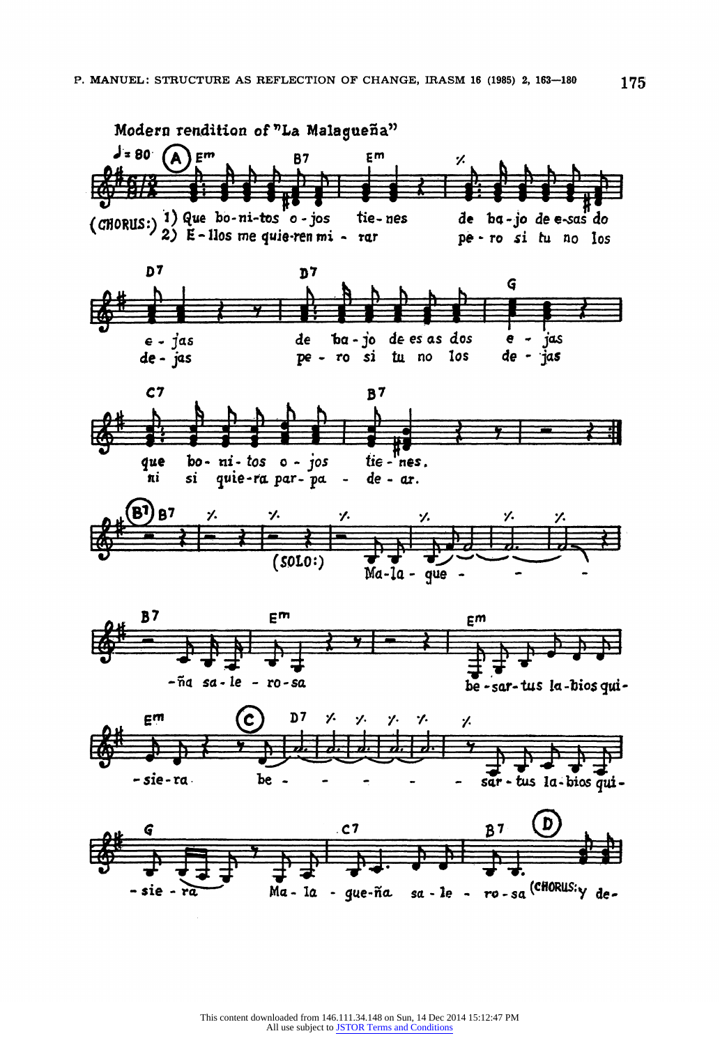Modern rendition of "La Malagueña"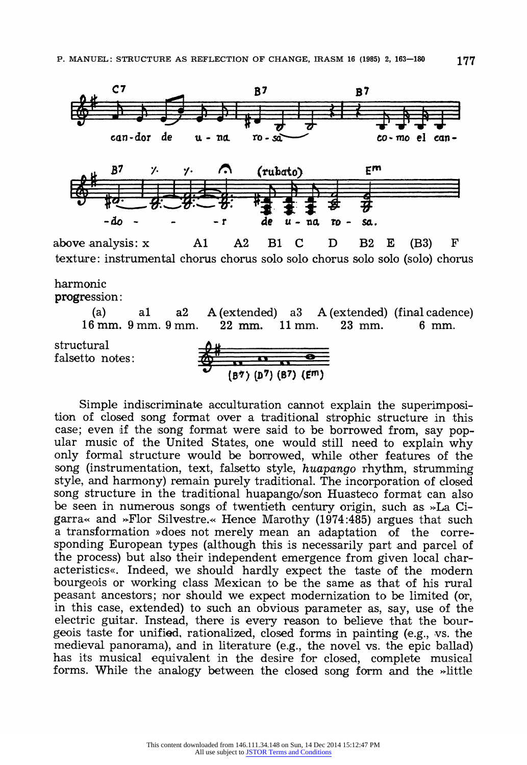above analysis: x A1 A2 B1 C D B2 E (B3) F
texture: instrumental chorus chorus solo solo chorus solo solo (solo) chorus

harmonic
progression:

| (a) | a1 | a2 | A (extended) | a3 | A (extended) | (final cadence) |
|---|---|---|---|---|---|---|
| 16 mm. | 9 mm. | 9 mm. | 22 mm. | 11 mm. | 23 mm. | 6 mm. |

structural
falsetto notes:

(B7) (D7) (B7) (Em)

Simple indiscriminate acculturation cannot explain the superimposition of closed song format over a traditional strophic structure in this case; even if the song format were said to be borrowed from, say popular music of the United States, one would still need to explain why only formal structure would be borrowed, while other features of the song (instrumentation, text, falsetto style, *huapango* rhythm, strumming style, and harmony) remain purely traditional. The incorporation of closed song structure in the traditional huapango/son Huasteco format can also be seen in numerous songs of twentieth century origin, such as »La Cigarra« and »Flor Silvestre.« Hence Marothy (1974:485) argues that such a transformation »does not merely mean an adaptation of the corresponding European types (although this is necessarily part and parcel of the process) but also their independent emergence from given local characteristics«. Indeed, we should hardly expect the taste of the modern bourgeois or working class Mexican to be the same as that of his rural peasant ancestors; nor should we expect modernization to be limited (or, in this case, extended) to such an obvious parameter as, say, use of the electric guitar. Instead, there is every reason to believe that the bourgeois taste for unified, rationalized, closed forms in painting (e.g., vs. the medieval panorama), and in literature (e.g., the novel vs. the epic ballad) has its musical equivalent in the desire for closed, complete musical forms. While the analogy between the closed song form and the »little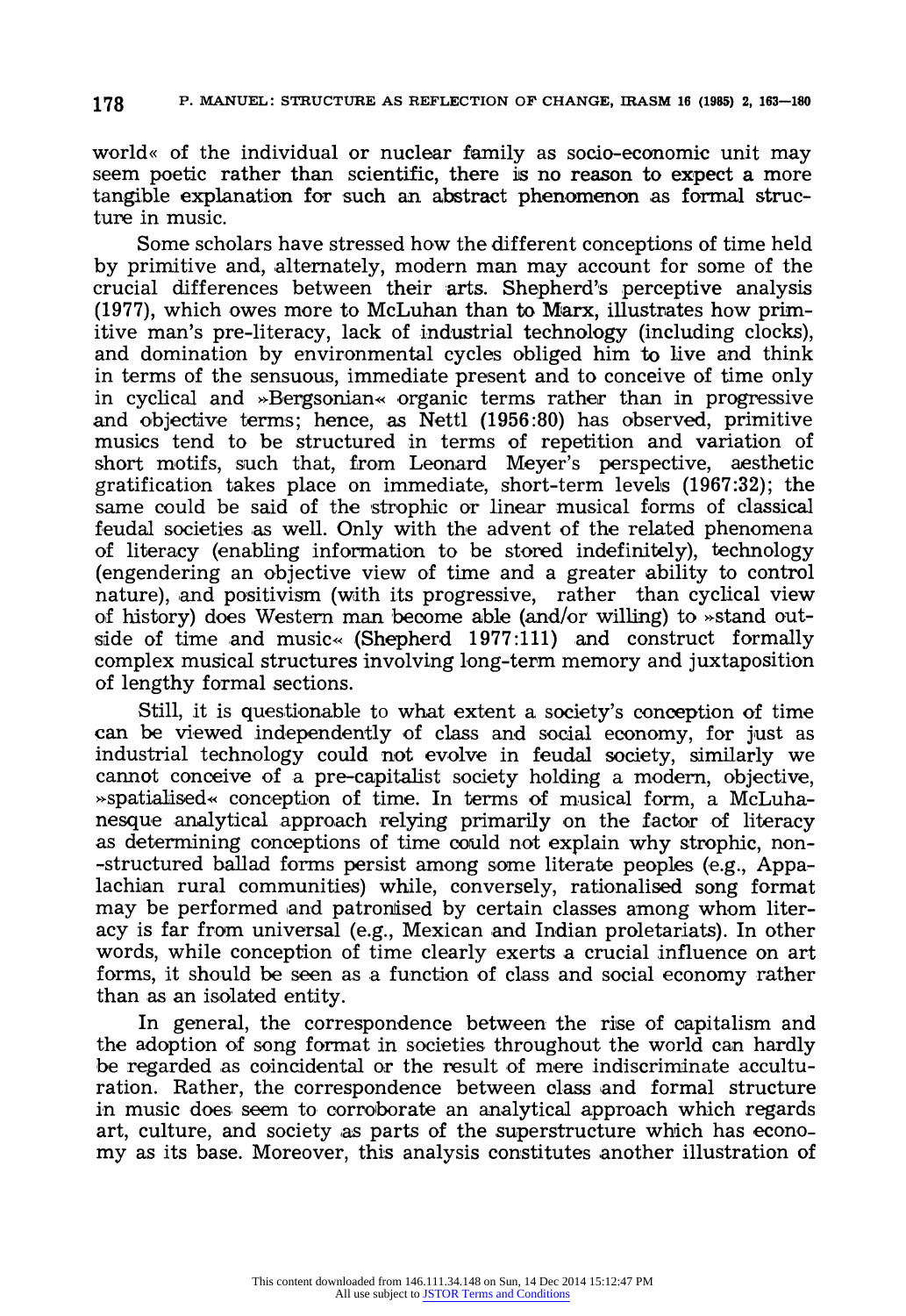world« of the individual or nuclear family as socio-economic unit may seem poetic rather than scientific, there is no reason to expect a more tangible explanation for such an abstract phenomenon as formal structure in music.

Some scholars have stressed how the different conceptions of time held by primitive and, alternately, modern man may account for some of the crucial differences between their arts. Shepherd's perceptive analysis (1977), which owes more to McLuhan than to Marx, illustrates how primitive man's pre-literacy, lack of industrial technology (including clocks), and domination by environmental cycles obliged him to live and think in terms of the sensuous, immediate present and to conceive of time only in cyclical and »Bergsonian« organic terms rather than in progressive and objective terms; hence, as Nettl (1956:80) has observed, primitive musics tend to be structured in terms of repetition and variation of short motifs, such that, from Leonard Meyer's perspective, aesthetic gratification takes place on immediate, short-term levels (1967:32); the same could be said of the strophic or linear musical forms of classical feudal societies as well. Only with the advent of the related phenomena of literacy (enabling information to be stored indefinitely), technology (engendering an objective view of time and a greater ability to control nature), and positivism (with its progressive, rather than cyclical view of history) does Western man become able (and/or willing) to »stand outside of time and music« (Shepherd 1977:111) and construct formally complex musical structures involving long-term memory and juxtaposition of lengthy formal sections.

Still, it is questionable to what extent a society's conception of time can be viewed independently of class and social economy, for just as industrial technology could not evolve in feudal society, similarly we cannot conceive of a pre-capitalist society holding a modern, objective, »spatialised« conception of time. In terms of musical form, a McLuhanesque analytical approach relying primarily on the factor of literacy as determining conceptions of time could not explain why strophic, non-structured ballad forms persist among some literate peoples (e.g., Appalachian rural communities) while, conversely, rationalised song format may be performed and patronised by certain classes among whom literacy is far from universal (e.g., Mexican and Indian proletariats). In other words, while conception of time clearly exerts a crucial influence on art forms, it should be seen as a function of class and social economy rather than as an isolated entity.

In general, the correspondence between the rise of capitalism and the adoption of song format in societies throughout the world can hardly be regarded as coincidental or the result of mere indiscriminate acculturation. Rather, the correspondence between class and formal structure in music does seem to corroborate an analytical approach which regards art, culture, and society as parts of the superstructure which has economy as its base. Moreover, this analysis constitutes another illustration of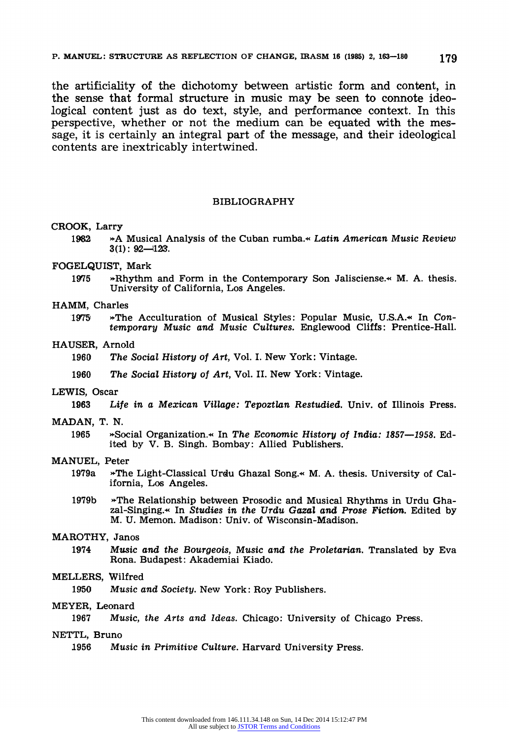the artificiality of the dichotomy between artistic form and content, in the sense that formal structure in music may be seen to connote ideological content just as do text, style, and performance context. In this perspective, whether or not the medium can be equated with the message, it is certainly an integral part of the message, and their ideological contents are inextricably intertwined.

## BIBLIOGRAPHY

CROOK, Larry

1982 »A Musical Analysis of the Cuban rumba.« *Latin American Music Review* 3(1): 92—123.

FOGELQUIST, Mark

1975 »Rhythm and Form in the Contemporary Son Jalisciense.« M. A. thesis. University of California, Los Angeles.

HAMM, Charles

1975 »The Acculturation of Musical Styles: Popular Music, U.S.A.« In *Contemporary Music and Music Cultures.* Englewood Cliffs: Prentice-Hall.

HAUSER, Arnold

1960 *The Social History of Art*, Vol. I. New York: Vintage.

1960 *The Social History of Art*, Vol. II. New York: Vintage.

LEWIS, Oscar

1963 *Life in a Mexican Village: Tepoztlan Restudied.* Univ. of Illinois Press.

MADAN, T. N.

1965 »Social Organization.« In *The Economic History of India: 1857—1958.* Edited by V. B. Singh. Bombay: Allied Publishers.

MANUEL, Peter

1979a »The Light-Classical Urdu Ghazal Song.« M. A. thesis. University of California, Los Angeles.

1979b »The Relationship between Prosodic and Musical Rhythms in Urdu Ghazal-Singing.« In *Studies in the Urdu Gazal and Prose Fiction.* Edited by M. U. Memon. Madison: Univ. of Wisconsin-Madison.

MAROTHY, Janos

1974 *Music and the Bourgeois, Music and the Proletarian.* Translated by Eva Rona. Budapest: Akademiai Kiado.

MELLERS, Wilfred

1950 *Music and Society.* New York: Roy Publishers.

MEYER, Leonard

1967 *Music, the Arts and Ideas.* Chicago: University of Chicago Press.

NETTL, Bruno

1956 *Music in Primitive Culture.* Harvard University Press.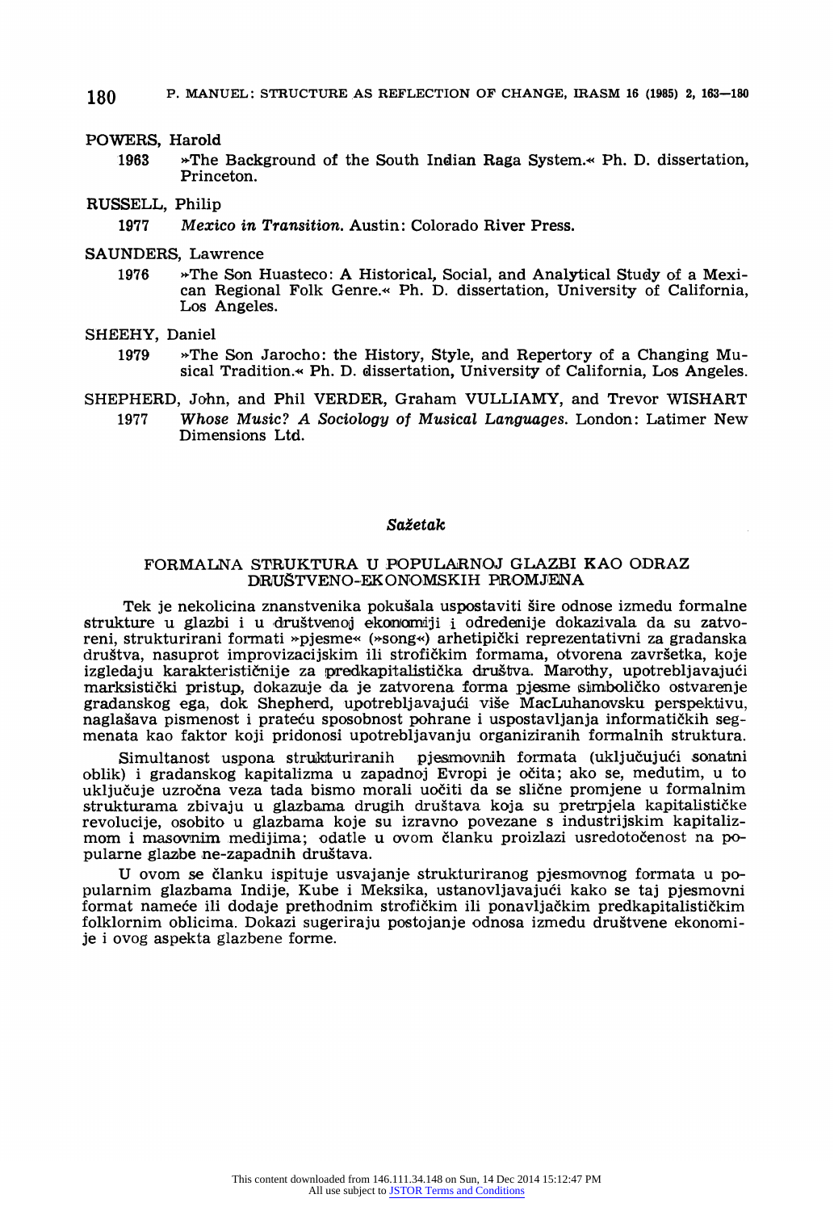POWERS, Harold

1963 »The Background of the South Indian Raga System.« Ph. D. dissertation, Princeton.

RUSSELL, Philip

1977 *Mexico in Transition.* Austin: Colorado River Press.

SAUNDERS, Lawrence

1976 »The Son Huasteco: A Historical, Social, and Analytical Study of a Mexican Regional Folk Genre.« Ph. D. dissertation, University of California, Los Angeles.

SHEEHY, Daniel

1979 »The Son Jarocho: the History, Style, and Repertory of a Changing Musical Tradition.« Ph. D. dissertation, University of California, Los Angeles.

SHEPHERD, John, and Phil VERDER, Graham VULLIAMY, and Trevor WISHART

1977 *Whose Music? A Sociology of Musical Languages.* London: Latimer New Dimensions Ltd.

## *Sažetak*

### FORMALNA STRUKTURA U POPULARNOJ GLAZBI KAO ODRAZ DRUŠTVENO-EKONOMSKIH PROMJENA

Tek je nekolicina znanstvenika pokušala uspostaviti šire odnose izmedu formalne strukture u glazbi i u društvenoj ekonomiji i odredenije dokazivala da su zatvoreni, strukturirani formati »pjesme« (»song«) arhetipički reprezentativni za gradanska društva, nasuprot improvizacijskim ili strofičkim formama, otvorena završetka, koje izgledaju karakterističnije za predkapitalistička društva. Marothy, upotrebljavajući marksistički pristup, dokazuje da je zatvorena forma pjesme simboličko ostvarenje gradanskog ega, dok Shepherd, upotrebljavajući više MacLuhanovsku perspektivu, naglašava pismenost i prateću sposobnost pohrane i uspostavljanja informatičkih segmenata kao faktor koji pridonosi upotrebljavanju organiziranih formalnih struktura.

Simultanost uspona strukturiranih pjesmovnih formata (uključujući sonatni oblik) i gradanskog kapitalizma u zapadnoj Evropi je očita; ako se, medutim, u to uključuje uzročna veza tada bismo morali uočiti da se slične promjene u formalnim strukturama zbivaju u glazbama drugih društava koja su pretrpjela kapitalističke revolucije, osobito u glazbama koje su izravno povezane s industrijskim kapitalizmom i masovnim medijima; odatle u ovom članku proizlazi usredotočenost na popularne glazbe ne-zapadnih društava.

U ovom se članku ispituje usvajanje strukturiranog pjesmovnog formata u popularnim glazbama Indije, Kube i Meksika, ustanovljavajući kako se taj pjesmovni format nameće ili dodaje prethodnim strofičkim ili ponavljačkim predkapitalističkim folklornim oblicima. Dokazi sugeriraju postojanje odnosa izmedu društvene ekonomije i ovog aspekta glazbene forme.